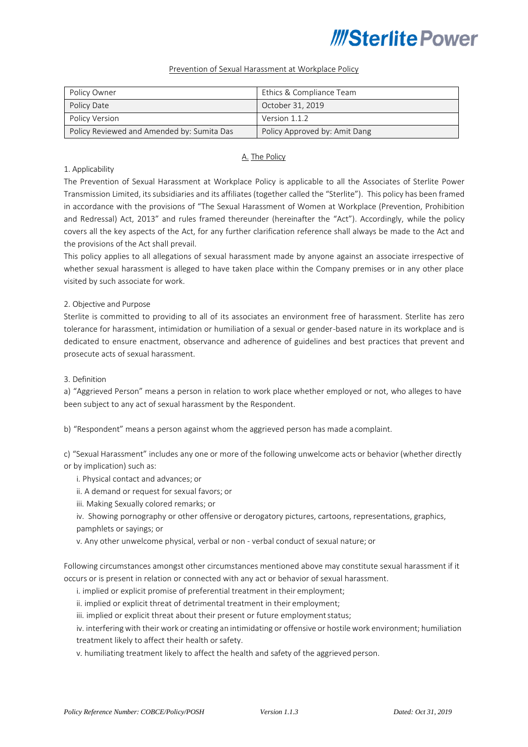## Prevention of Sexual Harassment at Workplace Policy

| Policy Owner | Ethics & Compliance Team |
|---|---|
| Policy Date | October 31, 2019 |
| Policy Version | Version 1.1.2 |
| Policy Reviewed and Amended by: Sumita Das | Policy Approved by: Amit Dang |

### A. The Policy

1. Applicability

The Prevention of Sexual Harassment at Workplace Policy is applicable to all the Associates of Sterlite Power Transmission Limited, its subsidiaries and its affiliates (together called the "Sterlite"). This policy has been framed in accordance with the provisions of "The Sexual Harassment of Women at Workplace (Prevention, Prohibition and Redressal) Act, 2013" and rules framed thereunder (hereinafter the "Act"). Accordingly, while the policy covers all the key aspects of the Act, for any further clarification reference shall always be made to the Act and the provisions of the Act shall prevail.

This policy applies to all allegations of sexual harassment made by anyone against an associate irrespective of whether sexual harassment is alleged to have taken place within the Company premises or in any other place visited by such associate for work.

2. Objective and Purpose

Sterlite is committed to providing to all of its associates an environment free of harassment. Sterlite has zero tolerance for harassment, intimidation or humiliation of a sexual or gender-based nature in its workplace and is dedicated to ensure enactment, observance and adherence of guidelines and best practices that prevent and prosecute acts of sexual harassment.

3. Definition

a) "Aggrieved Person" means a person in relation to work place whether employed or not, who alleges to have been subject to any act of sexual harassment by the Respondent.

b) "Respondent" means a person against whom the aggrieved person has made a complaint.

c) "Sexual Harassment" includes any one or more of the following unwelcome acts or behavior (whether directly or by implication) such as:

- i. Physical contact and advances; or
- ii. A demand or request for sexual favors; or
- iii. Making Sexually colored remarks; or
- iv. Showing pornography or other offensive or derogatory pictures, cartoons, representations, graphics, pamphlets or sayings; or
- v. Any other unwelcome physical, verbal or non - verbal conduct of sexual nature; or

Following circumstances amongst other circumstances mentioned above may constitute sexual harassment if it occurs or is present in relation or connected with any act or behavior of sexual harassment.

- i. implied or explicit promise of preferential treatment in their employment;
- ii. implied or explicit threat of detrimental treatment in their employment;
- iii. implied or explicit threat about their present or future employment status;
- iv. interfering with their work or creating an intimidating or offensive or hostile work environment; humiliation treatment likely to affect their health or safety.
- v. humiliating treatment likely to affect the health and safety of the aggrieved person.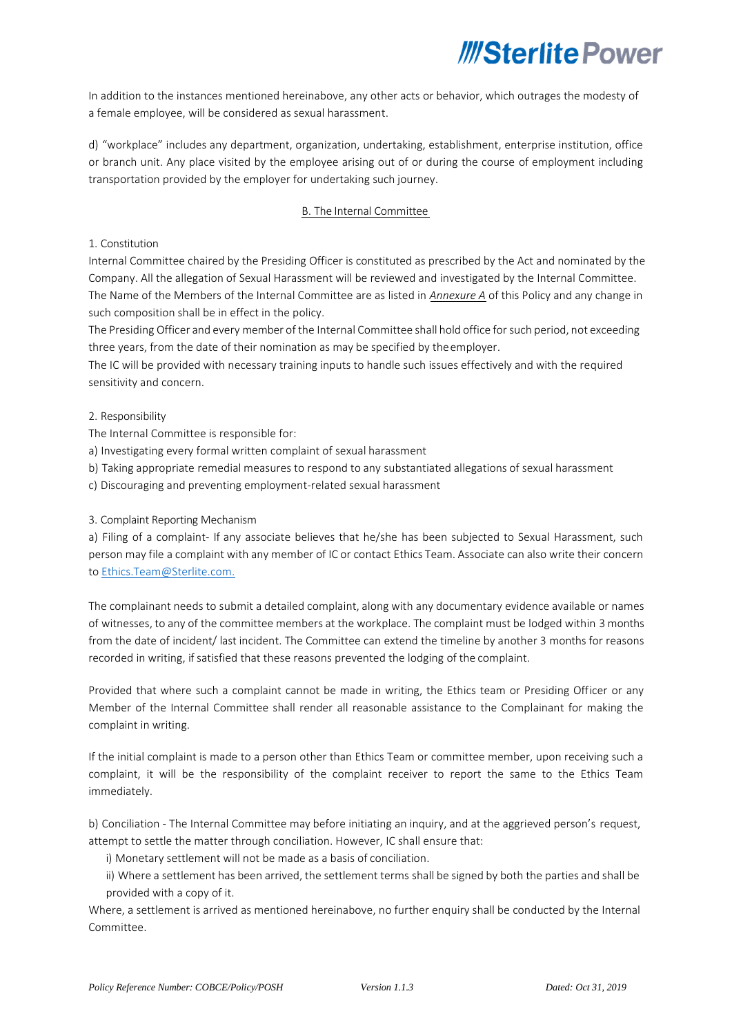In addition to the instances mentioned hereinabove, any other acts or behavior, which outrages the modesty of a female employee, will be considered as sexual harassment.

d) "workplace" includes any department, organization, undertaking, establishment, enterprise institution, office or branch unit. Any place visited by the employee arising out of or during the course of employment including transportation provided by the employer for undertaking such journey.

## B. The Internal Committee

1. Constitution

Internal Committee chaired by the Presiding Officer is constituted as prescribed by the Act and nominated by the Company. All the allegation of Sexual Harassment will be reviewed and investigated by the Internal Committee. The Name of the Members of the Internal Committee are as listed in *Annexure A* of this Policy and any change in such composition shall be in effect in the policy.

The Presiding Officer and every member of the Internal Committee shall hold office for such period, not exceeding three years, from the date of their nomination as may be specified by the employer.

The IC will be provided with necessary training inputs to handle such issues effectively and with the required sensitivity and concern.

2. Responsibility

The Internal Committee is responsible for:

a) Investigating every formal written complaint of sexual harassment

b) Taking appropriate remedial measures to respond to any substantiated allegations of sexual harassment

c) Discouraging and preventing employment-related sexual harassment

3. Complaint Reporting Mechanism

a) Filing of a complaint- If any associate believes that he/she has been subjected to Sexual Harassment, such person may file a complaint with any member of IC or contact Ethics Team. Associate can also write their concern to Ethics.Team@Sterlite.com.

The complainant needs to submit a detailed complaint, along with any documentary evidence available or names of witnesses, to any of the committee members at the workplace. The complaint must be lodged within 3 months from the date of incident/ last incident. The Committee can extend the timeline by another 3 months for reasons recorded in writing, if satisfied that these reasons prevented the lodging of the complaint.

Provided that where such a complaint cannot be made in writing, the Ethics team or Presiding Officer or any Member of the Internal Committee shall render all reasonable assistance to the Complainant for making the complaint in writing.

If the initial complaint is made to a person other than Ethics Team or committee member, upon receiving such a complaint, it will be the responsibility of the complaint receiver to report the same to the Ethics Team immediately.

b) Conciliation - The Internal Committee may before initiating an inquiry, and at the aggrieved person's request, attempt to settle the matter through conciliation. However, IC shall ensure that:

i) Monetary settlement will not be made as a basis of conciliation.

ii) Where a settlement has been arrived, the settlement terms shall be signed by both the parties and shall be provided with a copy of it.

Where, a settlement is arrived as mentioned hereinabove, no further enquiry shall be conducted by the Internal Committee.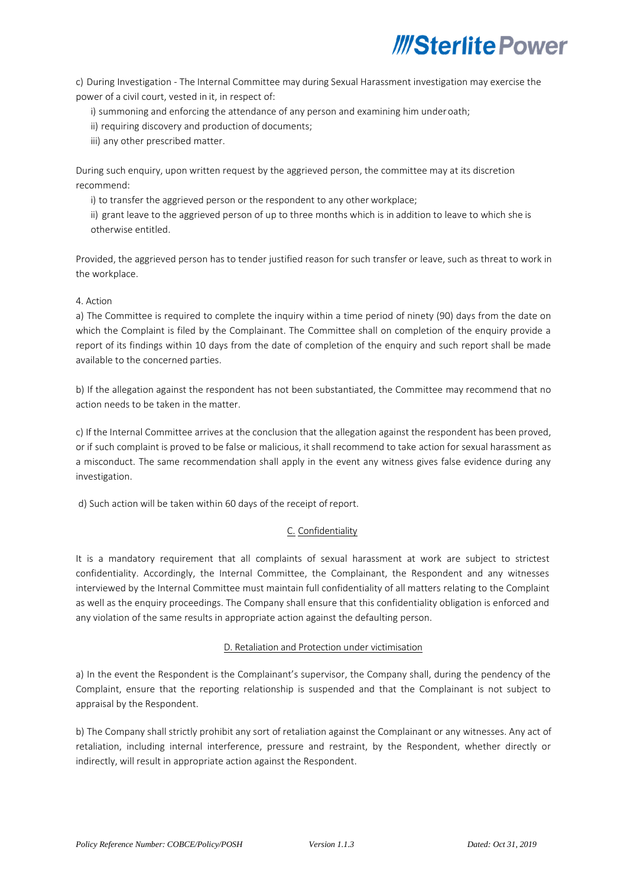c) During Investigation - The Internal Committee may during Sexual Harassment investigation may exercise the power of a civil court, vested in it, in respect of:

i) summoning and enforcing the attendance of any person and examining him under oath;

ii) requiring discovery and production of documents;

iii) any other prescribed matter.

During such enquiry, upon written request by the aggrieved person, the committee may at its discretion recommend:

i) to transfer the aggrieved person or the respondent to any other workplace;

ii) grant leave to the aggrieved person of up to three months which is in addition to leave to which she is otherwise entitled.

Provided, the aggrieved person has to tender justified reason for such transfer or leave, such as threat to work in the workplace.

4. Action

a) The Committee is required to complete the inquiry within a time period of ninety (90) days from the date on which the Complaint is filed by the Complainant. The Committee shall on completion of the enquiry provide a report of its findings within 10 days from the date of completion of the enquiry and such report shall be made available to the concerned parties.

b) If the allegation against the respondent has not been substantiated, the Committee may recommend that no action needs to be taken in the matter.

c) If the Internal Committee arrives at the conclusion that the allegation against the respondent has been proved, or if such complaint is proved to be false or malicious, it shall recommend to take action for sexual harassment as a misconduct. The same recommendation shall apply in the event any witness gives false evidence during any investigation.

d) Such action will be taken within 60 days of the receipt of report.

## C. Confidentiality

It is a mandatory requirement that all complaints of sexual harassment at work are subject to strictest confidentiality. Accordingly, the Internal Committee, the Complainant, the Respondent and any witnesses interviewed by the Internal Committee must maintain full confidentiality of all matters relating to the Complaint as well as the enquiry proceedings. The Company shall ensure that this confidentiality obligation is enforced and any violation of the same results in appropriate action against the defaulting person.

## D. Retaliation and Protection under victimisation

a) In the event the Respondent is the Complainant's supervisor, the Company shall, during the pendency of the Complaint, ensure that the reporting relationship is suspended and that the Complainant is not subject to appraisal by the Respondent.

b) The Company shall strictly prohibit any sort of retaliation against the Complainant or any witnesses. Any act of retaliation, including internal interference, pressure and restraint, by the Respondent, whether directly or indirectly, will result in appropriate action against the Respondent.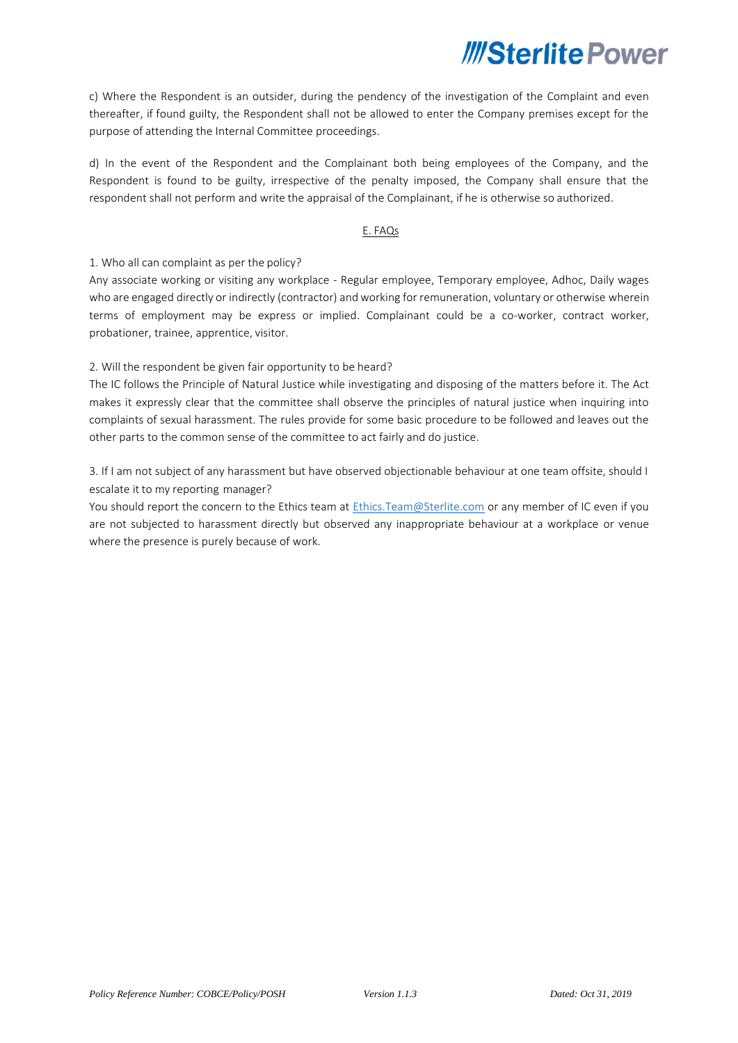c) Where the Respondent is an outsider, during the pendency of the investigation of the Complaint and even thereafter, if found guilty, the Respondent shall not be allowed to enter the Company premises except for the purpose of attending the Internal Committee proceedings.

d) In the event of the Respondent and the Complainant both being employees of the Company, and the Respondent is found to be guilty, irrespective of the penalty imposed, the Company shall ensure that the respondent shall not perform and write the appraisal of the Complainant, if he is otherwise so authorized.

## E. FAQs

1. Who all can complaint as per the policy?

Any associate working or visiting any workplace - Regular employee, Temporary employee, Adhoc, Daily wages who are engaged directly or indirectly (contractor) and working for remuneration, voluntary or otherwise wherein terms of employment may be express or implied. Complainant could be a co-worker, contract worker, probationer, trainee, apprentice, visitor.

2. Will the respondent be given fair opportunity to be heard?

The IC follows the Principle of Natural Justice while investigating and disposing of the matters before it. The Act makes it expressly clear that the committee shall observe the principles of natural justice when inquiring into complaints of sexual harassment. The rules provide for some basic procedure to be followed and leaves out the other parts to the common sense of the committee to act fairly and do justice.

3. If I am not subject of any harassment but have observed objectionable behaviour at one team offsite, should I escalate it to my reporting manager?

You should report the concern to the Ethics team at Ethics.Team@Sterlite.com or any member of IC even if you are not subjected to harassment directly but observed any inappropriate behaviour at a workplace or venue where the presence is purely because of work.